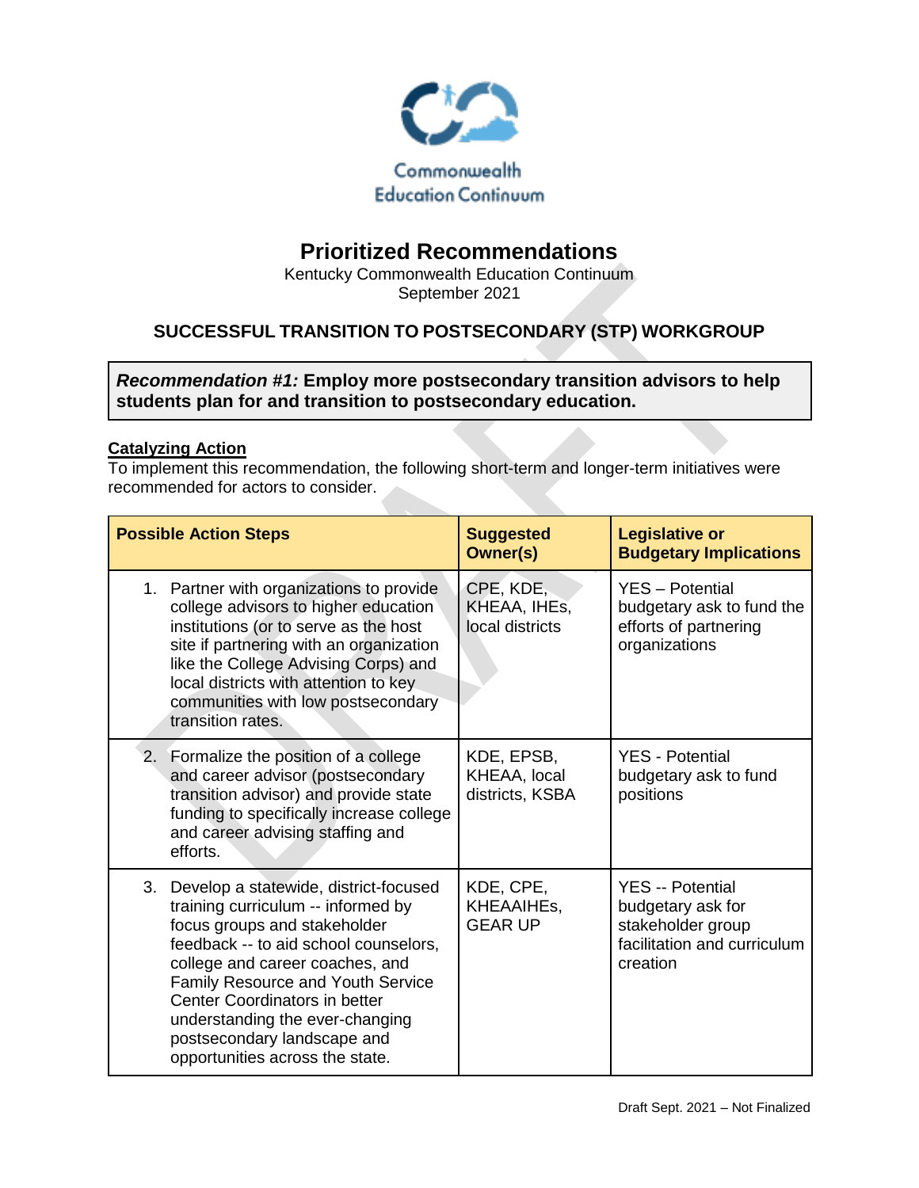Commonwealth Education Continuum

# Prioritized Recommendations

Kentucky Commonwealth Education Continuum
September 2021

## SUCCESSFUL TRANSITION TO POSTSECONDARY (STP) WORKGROUP

***Recommendation #1:* Employ more postsecondary transition advisors to help students plan for and transition to postsecondary education.**

### Catalyzing Action

To implement this recommendation, the following short-term and longer-term initiatives were recommended for actors to consider.

| Possible Action Steps | Suggested Owner(s) | Legislative or Budgetary Implications |
|---|---|---|
| 1. Partner with organizations to provide college advisors to higher education institutions (or to serve as the host site if partnering with an organization like the College Advising Corps) and local districts with attention to key communities with low postsecondary transition rates. | CPE, KDE, KHEAA, IHEs, local districts | YES – Potential budgetary ask to fund the efforts of partnering organizations |
| 2. Formalize the position of a college and career advisor (postsecondary transition advisor) and provide state funding to specifically increase college and career advising staffing and efforts. | KDE, EPSB, KHEAA, local districts, KSBA | YES - Potential budgetary ask to fund positions |
| 3. Develop a statewide, district-focused training curriculum -- informed by focus groups and stakeholder feedback -- to aid school counselors, college and career coaches, and Family Resource and Youth Service Center Coordinators in better understanding the ever-changing postsecondary landscape and opportunities across the state. | KDE, CPE, KHEAAIHEs, GEAR UP | YES -- Potential budgetary ask for stakeholder group facilitation and curriculum creation |

Draft Sept. 2021 – Not Finalized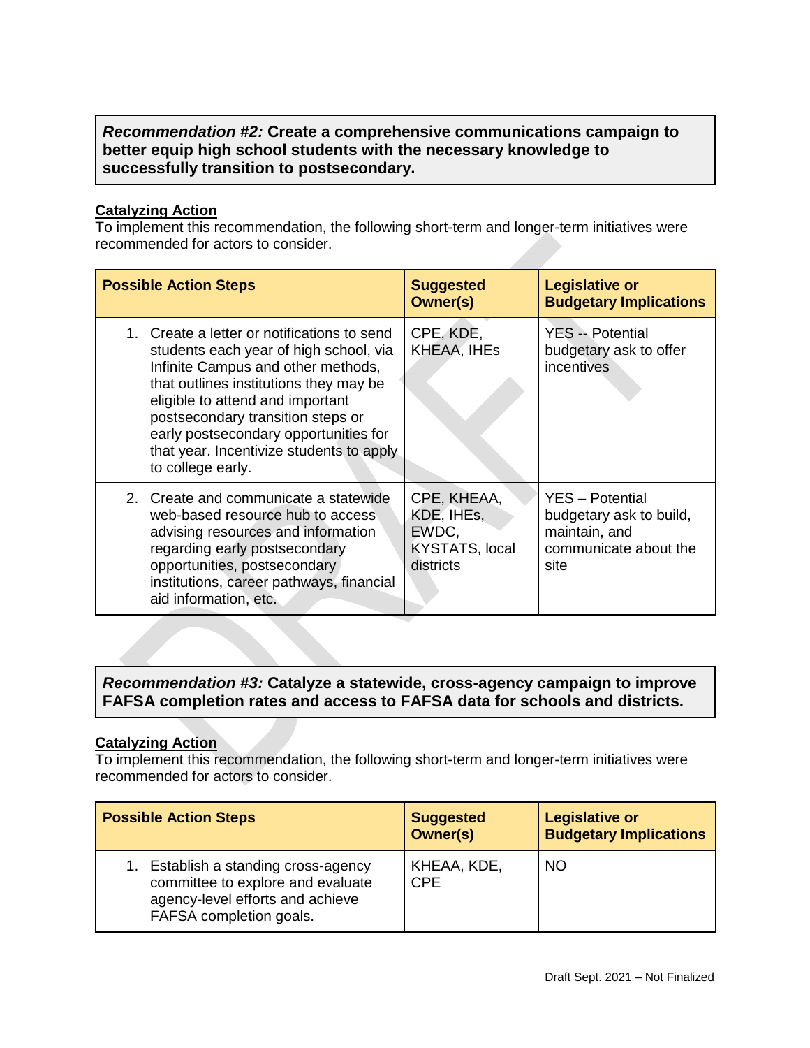***Recommendation #2:*** **Create a comprehensive communications campaign to better equip high school students with the necessary knowledge to successfully transition to postsecondary.**

**Catalyzing Action**

To implement this recommendation, the following short-term and longer-term initiatives were recommended for actors to consider.

| Possible Action Steps | Suggested Owner(s) | Legislative or Budgetary Implications |
|---|---|---|
| 1. Create a letter or notifications to send students each year of high school, via Infinite Campus and other methods, that outlines institutions they may be eligible to attend and important postsecondary transition steps or early postsecondary opportunities for that year. Incentivize students to apply to college early. | CPE, KDE, KHEAA, IHEs | YES -- Potential budgetary ask to offer incentives |
| 2. Create and communicate a statewide web-based resource hub to access advising resources and information regarding early postsecondary opportunities, postsecondary institutions, career pathways, financial aid information, etc. | CPE, KHEAA, KDE, IHEs, EWDC, KYSTATS, local districts | YES – Potential budgetary ask to build, maintain, and communicate about the site |

***Recommendation #3:*** **Catalyze a statewide, cross-agency campaign to improve FAFSA completion rates and access to FAFSA data for schools and districts.**

**Catalyzing Action**

To implement this recommendation, the following short-term and longer-term initiatives were recommended for actors to consider.

| Possible Action Steps | Suggested Owner(s) | Legislative or Budgetary Implications |
|---|---|---|
| 1. Establish a standing cross-agency committee to explore and evaluate agency-level efforts and achieve FAFSA completion goals. | KHEAA, KDE, CPE | NO |

Draft Sept. 2021 – Not Finalized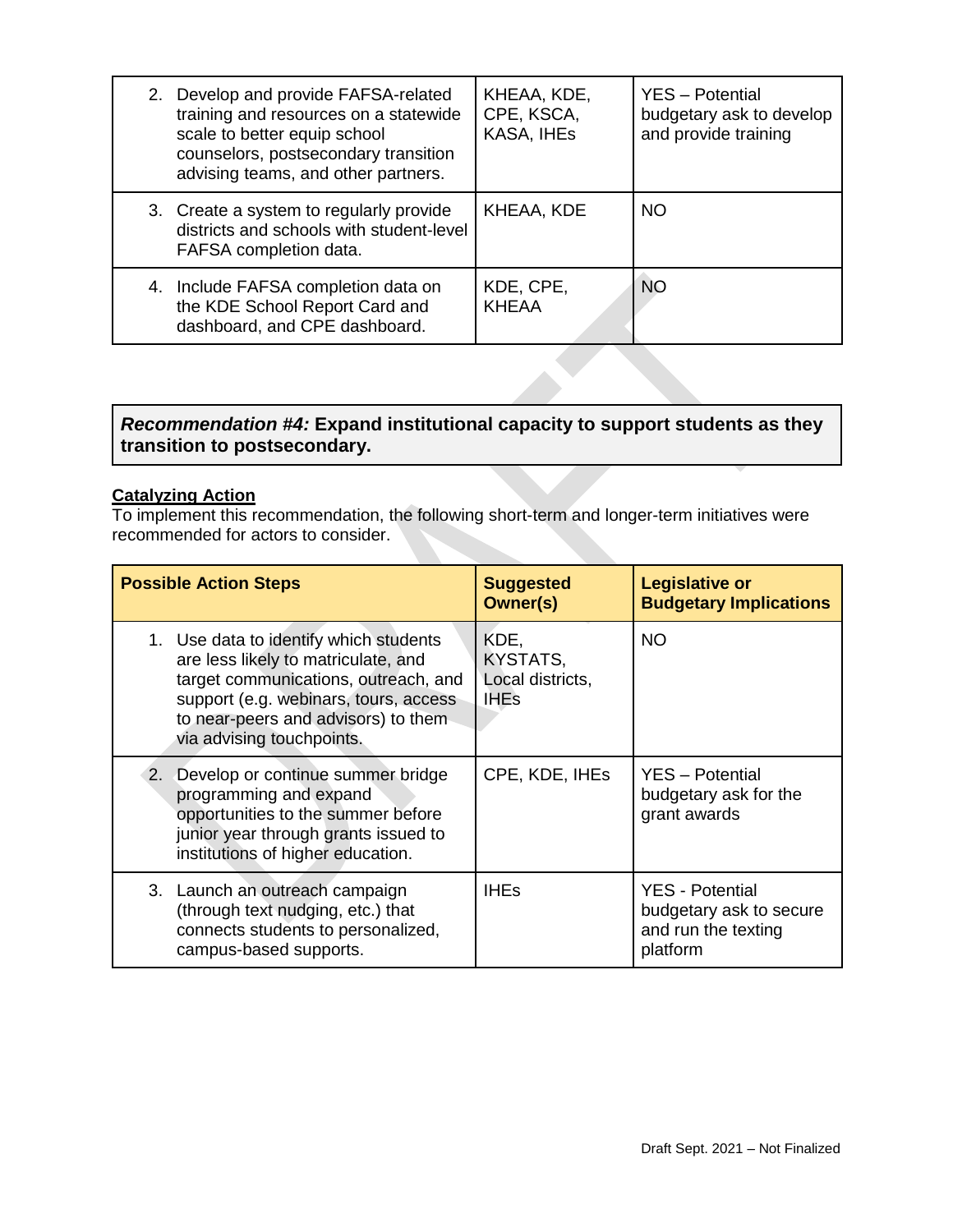| | | |
|---|---|---|
| 2. Develop and provide FAFSA-related training and resources on a statewide scale to better equip school counselors, postsecondary transition advising teams, and other partners. | KHEAA, KDE, CPE, KSCA, KASA, IHEs | YES – Potential budgetary ask to develop and provide training |
| 3. Create a system to regularly provide districts and schools with student-level FAFSA completion data. | KHEAA, KDE | NO |
| 4. Include FAFSA completion data on the KDE School Report Card and dashboard, and CPE dashboard. | KDE, CPE, KHEAA | NO |

***Recommendation #4:* Expand institutional capacity to support students as they transition to postsecondary.**

**Catalyzing Action**

To implement this recommendation, the following short-term and longer-term initiatives were recommended for actors to consider.

| Possible Action Steps | Suggested Owner(s) | Legislative or Budgetary Implications |
|---|---|---|
| 1. Use data to identify which students are less likely to matriculate, and target communications, outreach, and support (e.g. webinars, tours, access to near-peers and advisors) to them via advising touchpoints. | KDE, KYSTATS, Local districts, IHEs | NO |
| 2. Develop or continue summer bridge programming and expand opportunities to the summer before junior year through grants issued to institutions of higher education. | CPE, KDE, IHEs | YES – Potential budgetary ask for the grant awards |
| 3. Launch an outreach campaign (through text nudging, etc.) that connects students to personalized, campus-based supports. | IHEs | YES - Potential budgetary ask to secure and run the texting platform |

Draft Sept. 2021 – Not Finalized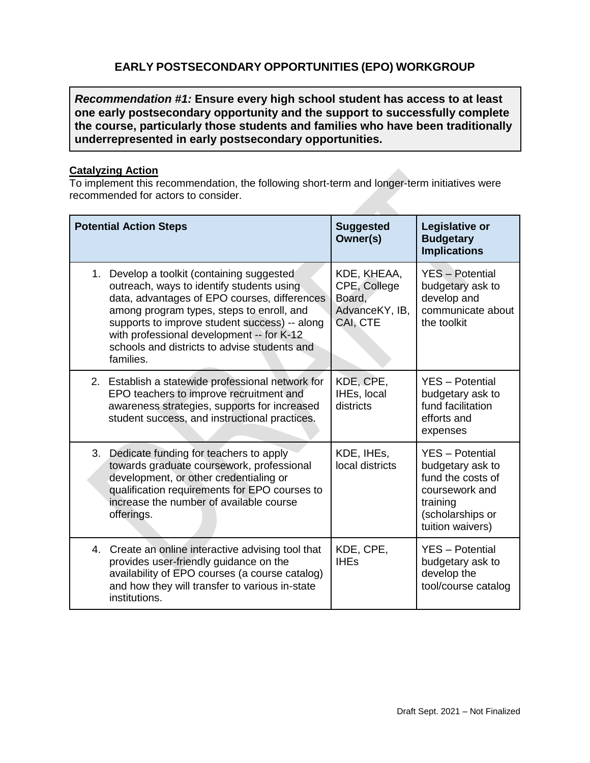## EARLY POSTSECONDARY OPPORTUNITIES (EPO) WORKGROUP

***Recommendation #1:*** **Ensure every high school student has access to at least one early postsecondary opportunity and the support to successfully complete the course, particularly those students and families who have been traditionally underrepresented in early postsecondary opportunities.**

**Catalyzing Action**

To implement this recommendation, the following short-term and longer-term initiatives were recommended for actors to consider.

| Potential Action Steps | Suggested Owner(s) | Legislative or Budgetary Implications |
|---|---|---|
| 1. Develop a toolkit (containing suggested outreach, ways to identify students using data, advantages of EPO courses, differences among program types, steps to enroll, and supports to improve student success) -- along with professional development -- for K-12 schools and districts to advise students and families. | KDE, KHEAA, CPE, College Board, AdvanceKY, IB, CAI, CTE | YES – Potential budgetary ask to develop and communicate about the toolkit |
| 2. Establish a statewide professional network for EPO teachers to improve recruitment and awareness strategies, supports for increased student success, and instructional practices. | KDE, CPE, IHEs, local districts | YES – Potential budgetary ask to fund facilitation efforts and expenses |
| 3. Dedicate funding for teachers to apply towards graduate coursework, professional development, or other credentialing or qualification requirements for EPO courses to increase the number of available course offerings. | KDE, IHEs, local districts | YES – Potential budgetary ask to fund the costs of coursework and training (scholarships or tuition waivers) |
| 4. Create an online interactive advising tool that provides user-friendly guidance on the availability of EPO courses (a course catalog) and how they will transfer to various in-state institutions. | KDE, CPE, IHEs | YES – Potential budgetary ask to develop the tool/course catalog |

Draft Sept. 2021 – Not Finalized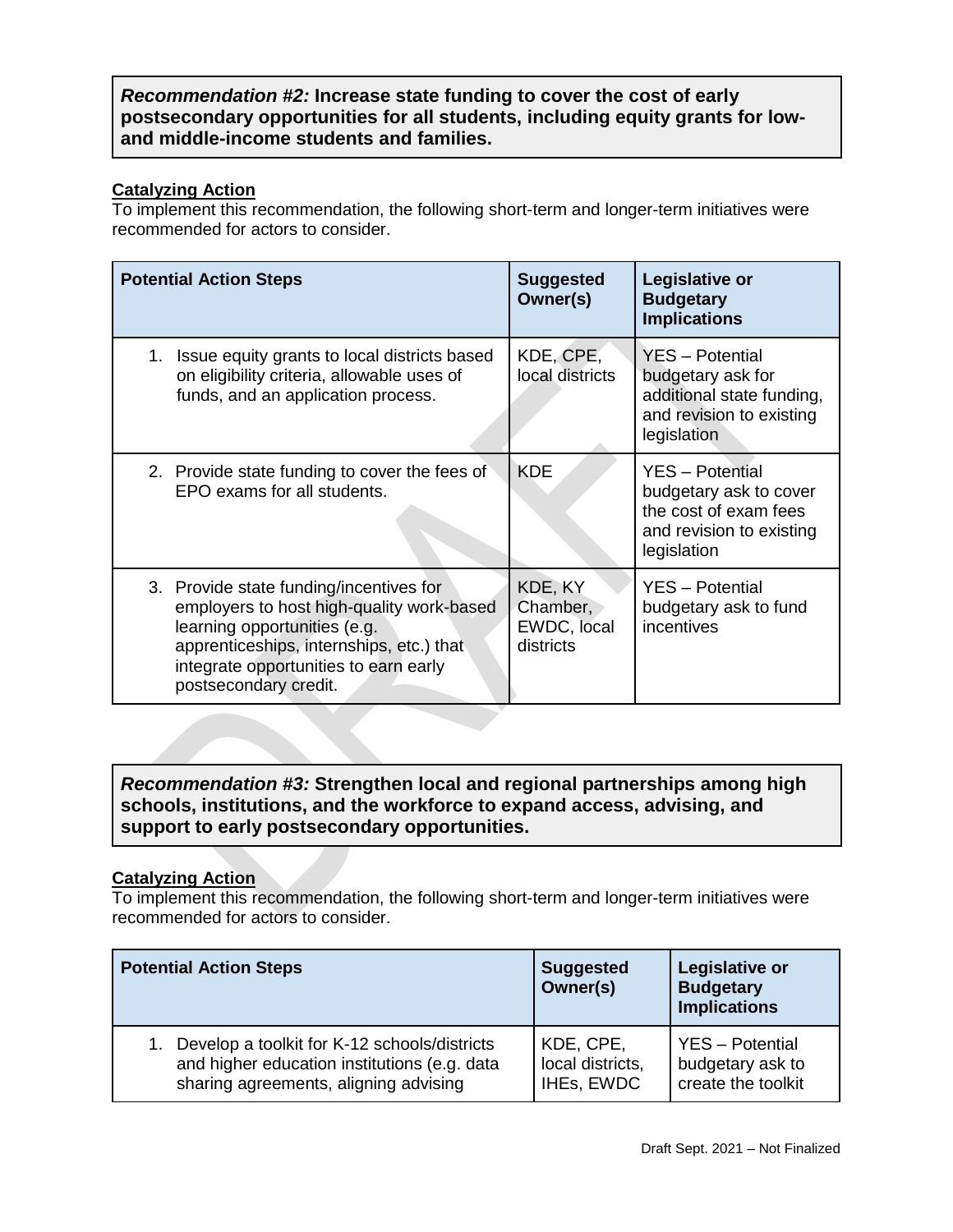***Recommendation #2:*** **Increase state funding to cover the cost of early postsecondary opportunities for all students, including equity grants for low- and middle-income students and families.**

**Catalyzing Action**

To implement this recommendation, the following short-term and longer-term initiatives were recommended for actors to consider.

| Potential Action Steps | Suggested Owner(s) | Legislative or Budgetary Implications |
|---|---|---|
| 1. Issue equity grants to local districts based on eligibility criteria, allowable uses of funds, and an application process. | KDE, CPE, local districts | YES – Potential budgetary ask for additional state funding, and revision to existing legislation |
| 2. Provide state funding to cover the fees of EPO exams for all students. | KDE | YES – Potential budgetary ask to cover the cost of exam fees and revision to existing legislation |
| 3. Provide state funding/incentives for employers to host high-quality work-based learning opportunities (e.g. apprenticeships, internships, etc.) that integrate opportunities to earn early postsecondary credit. | KDE, KY Chamber, EWDC, local districts | YES – Potential budgetary ask to fund incentives |

***Recommendation #3:*** **Strengthen local and regional partnerships among high schools, institutions, and the workforce to expand access, advising, and support to early postsecondary opportunities.**

**Catalyzing Action**

To implement this recommendation, the following short-term and longer-term initiatives were recommended for actors to consider.

| Potential Action Steps | Suggested Owner(s) | Legislative or Budgetary Implications |
|---|---|---|
| 1. Develop a toolkit for K-12 schools/districts and higher education institutions (e.g. data sharing agreements, aligning advising | KDE, CPE, local districts, IHEs, EWDC | YES – Potential budgetary ask to create the toolkit |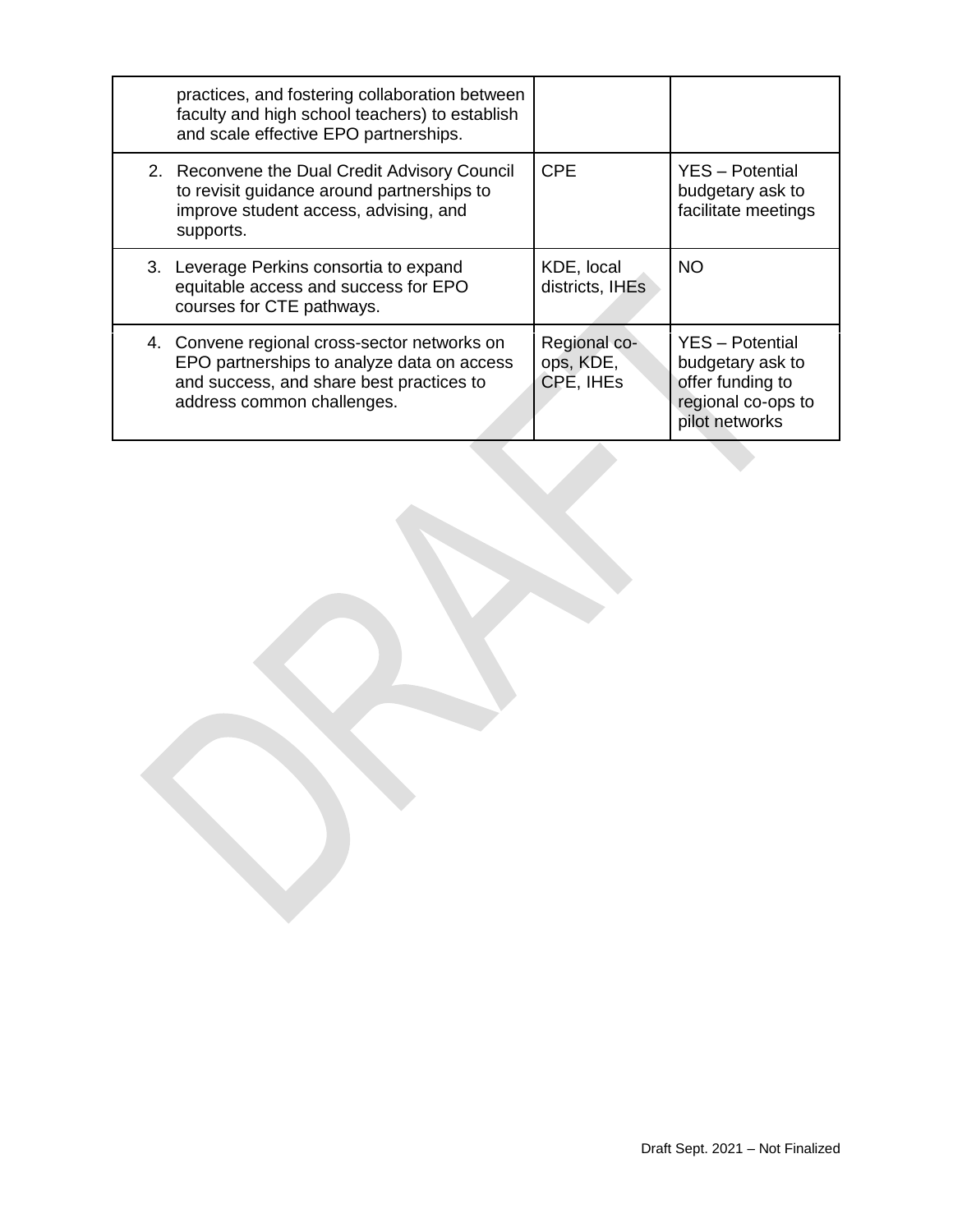| | | |
|---|---|---|
| practices, and fostering collaboration between faculty and high school teachers) to establish and scale effective EPO partnerships. | | |
| 2. Reconvene the Dual Credit Advisory Council to revisit guidance around partnerships to improve student access, advising, and supports. | CPE | YES – Potential budgetary ask to facilitate meetings |
| 3. Leverage Perkins consortia to expand equitable access and success for EPO courses for CTE pathways. | KDE, local districts, IHEs | NO |
| 4. Convene regional cross-sector networks on EPO partnerships to analyze data on access and success, and share best practices to address common challenges. | Regional co-ops, KDE, CPE, IHEs | YES – Potential budgetary ask to offer funding to regional co-ops to pilot networks |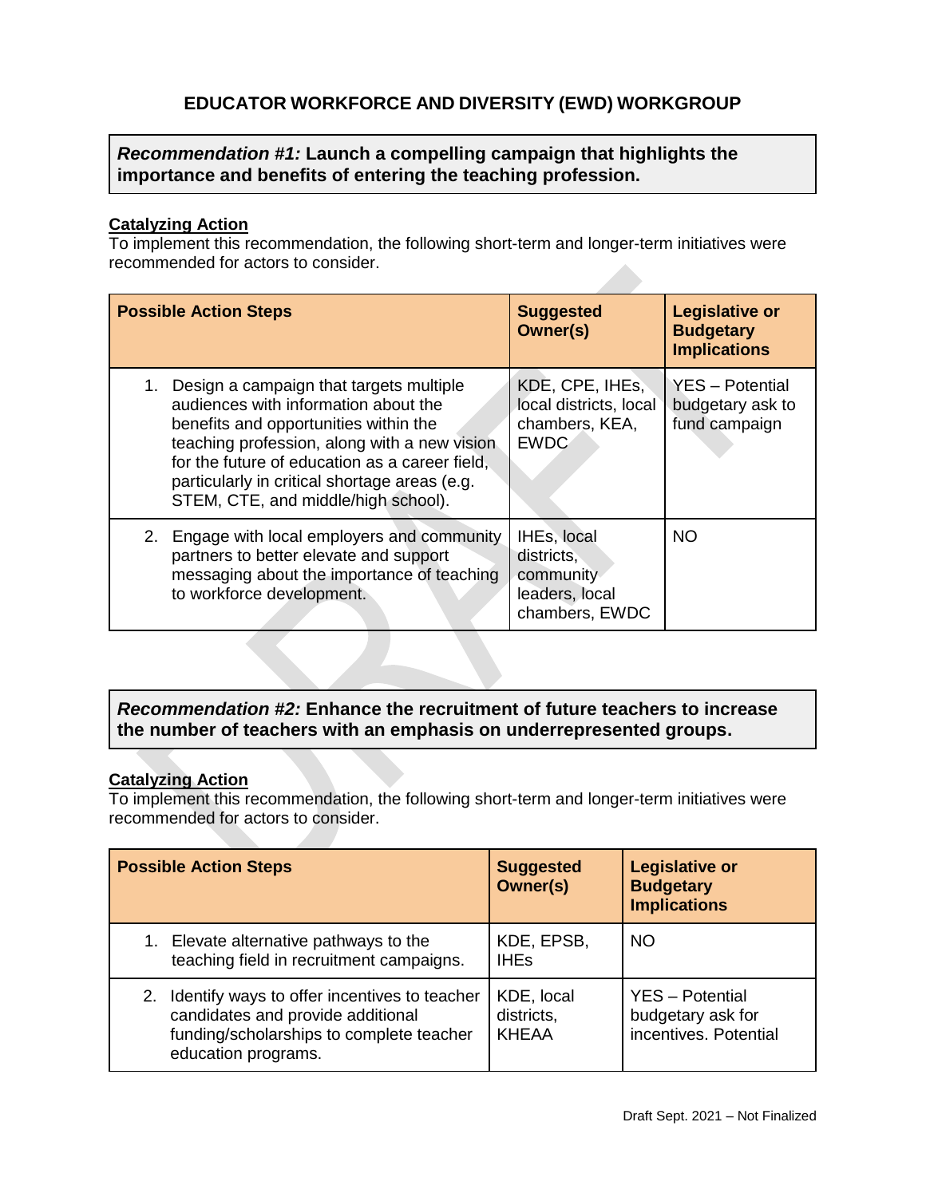## EDUCATOR WORKFORCE AND DIVERSITY (EWD) WORKGROUP

***Recommendation #1:* Launch a compelling campaign that highlights the importance and benefits of entering the teaching profession.**

**Catalyzing Action**

To implement this recommendation, the following short-term and longer-term initiatives were recommended for actors to consider.

| Possible Action Steps | Suggested Owner(s) | Legislative or Budgetary Implications |
|---|---|---|
| 1. Design a campaign that targets multiple audiences with information about the benefits and opportunities within the teaching profession, along with a new vision for the future of education as a career field, particularly in critical shortage areas (e.g. STEM, CTE, and middle/high school). | KDE, CPE, IHEs, local districts, local chambers, KEA, EWDC | YES – Potential budgetary ask to fund campaign |
| 2. Engage with local employers and community partners to better elevate and support messaging about the importance of teaching to workforce development. | IHEs, local districts, community leaders, local chambers, EWDC | NO |

***Recommendation #2:* Enhance the recruitment of future teachers to increase the number of teachers with an emphasis on underrepresented groups.**

**Catalyzing Action**

To implement this recommendation, the following short-term and longer-term initiatives were recommended for actors to consider.

| Possible Action Steps | Suggested Owner(s) | Legislative or Budgetary Implications |
|---|---|---|
| 1. Elevate alternative pathways to the teaching field in recruitment campaigns. | KDE, EPSB, IHEs | NO |
| 2. Identify ways to offer incentives to teacher candidates and provide additional funding/scholarships to complete teacher education programs. | KDE, local districts, KHEAA | YES – Potential budgetary ask for incentives. Potential |

Draft Sept. 2021 – Not Finalized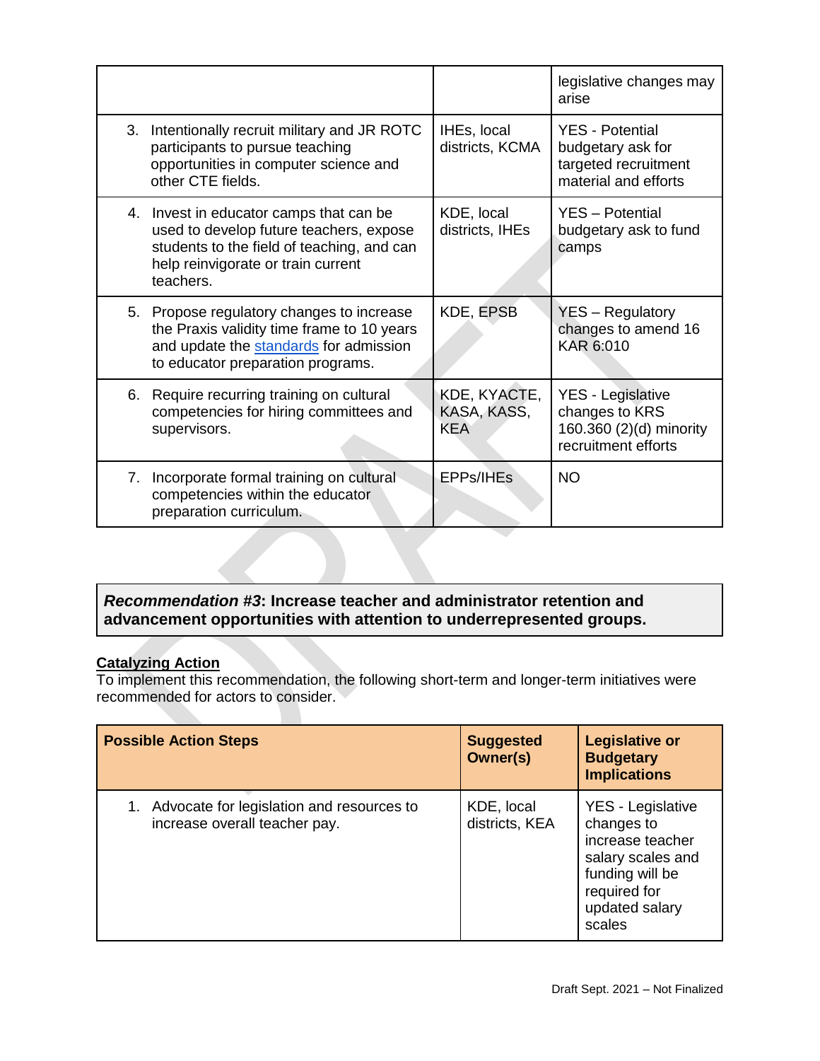| | | |
|---|---|---|
| | | legislative changes may arise |
| 3. Intentionally recruit military and JR ROTC participants to pursue teaching opportunities in computer science and other CTE fields. | IHEs, local districts, KCMA | YES - Potential budgetary ask for targeted recruitment material and efforts |
| 4. Invest in educator camps that can be used to develop future teachers, expose students to the field of teaching, and can help reinvigorate or train current teachers. | KDE, local districts, IHEs | YES – Potential budgetary ask to fund camps |
| 5. Propose regulatory changes to increase the Praxis validity time frame to 10 years and update the standards for admission to educator preparation programs. | KDE, EPSB | YES – Regulatory changes to amend 16 KAR 6:010 |
| 6. Require recurring training on cultural competencies for hiring committees and supervisors. | KDE, KYACTE, KASA, KASS, KEA | YES - Legislative changes to KRS 160.360 (2)(d) minority recruitment efforts |
| 7. Incorporate formal training on cultural competencies within the educator preparation curriculum. | EPPs/IHEs | NO |

***Recommendation #3*: Increase teacher and administrator retention and advancement opportunities with attention to underrepresented groups.**

**Catalyzing Action**

To implement this recommendation, the following short-term and longer-term initiatives were recommended for actors to consider.

| Possible Action Steps | Suggested Owner(s) | Legislative or Budgetary Implications |
|---|---|---|
| 1. Advocate for legislation and resources to increase overall teacher pay. | KDE, local districts, KEA | YES - Legislative changes to increase teacher salary scales and funding will be required for updated salary scales |

Draft Sept. 2021 – Not Finalized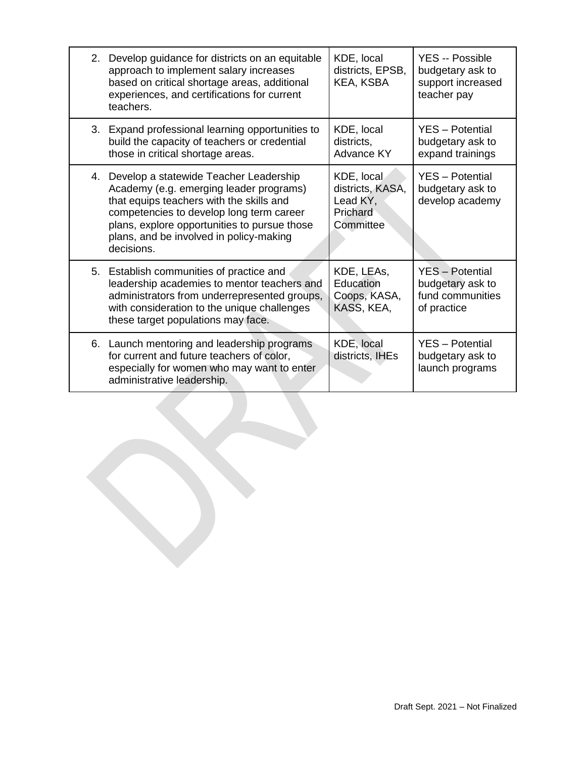| | | |
|---|---|---|
| 2. Develop guidance for districts on an equitable approach to implement salary increases based on critical shortage areas, additional experiences, and certifications for current teachers. | KDE, local districts, EPSB, KEA, KSBA | YES -- Possible budgetary ask to support increased teacher pay |
| 3. Expand professional learning opportunities to build the capacity of teachers or credential those in critical shortage areas. | KDE, local districts, Advance KY | YES – Potential budgetary ask to expand trainings |
| 4. Develop a statewide Teacher Leadership Academy (e.g. emerging leader programs) that equips teachers with the skills and competencies to develop long term career plans, explore opportunities to pursue those plans, and be involved in policy-making decisions. | KDE, local districts, KASA, Lead KY, Prichard Committee | YES – Potential budgetary ask to develop academy |
| 5. Establish communities of practice and leadership academies to mentor teachers and administrators from underrepresented groups, with consideration to the unique challenges these target populations may face. | KDE, LEAs, Education Coops, KASA, KASS, KEA, | YES – Potential budgetary ask to fund communities of practice |
| 6. Launch mentoring and leadership programs for current and future teachers of color, especially for women who may want to enter administrative leadership. | KDE, local districts, IHEs | YES – Potential budgetary ask to launch programs |

Draft Sept. 2021 – Not Finalized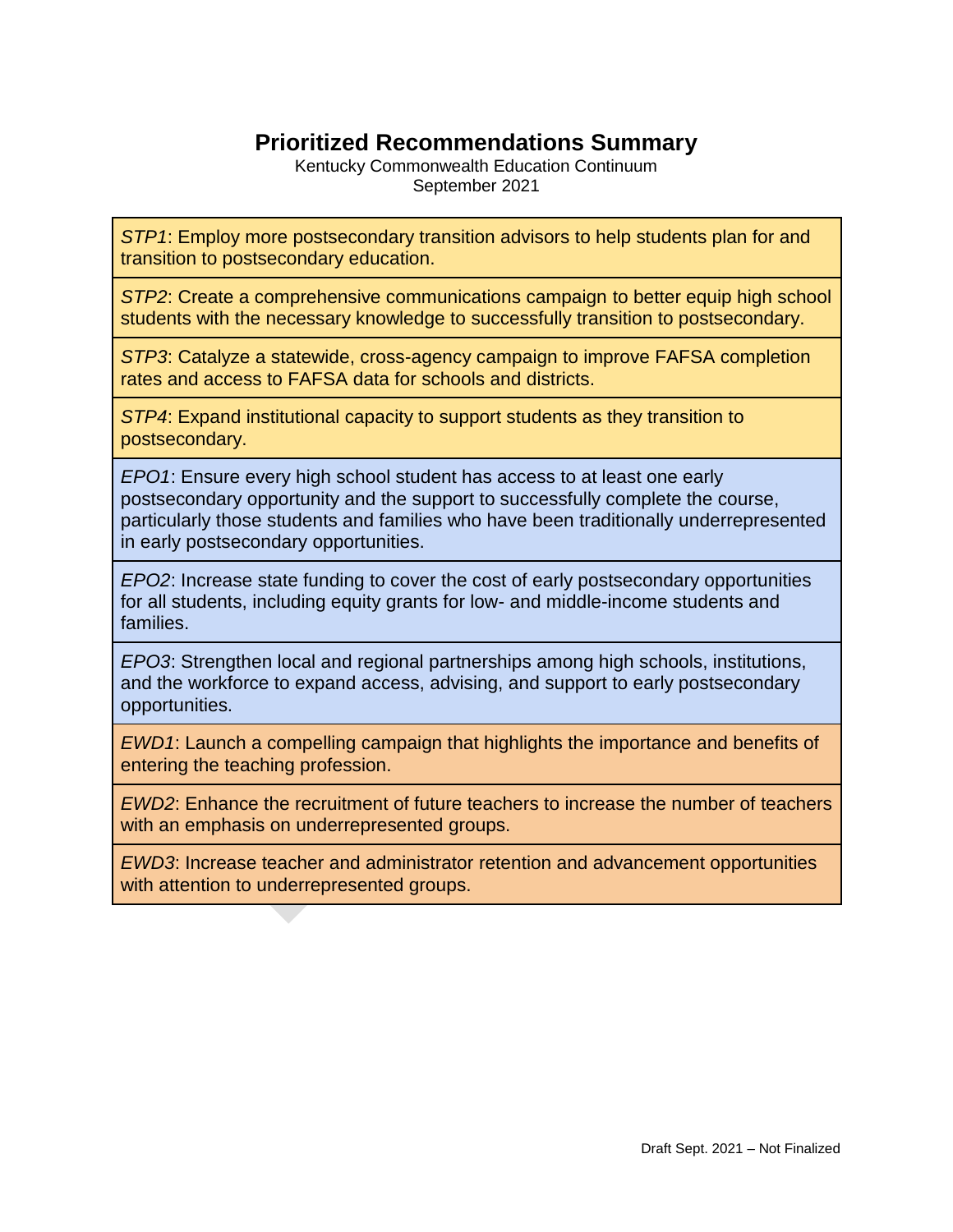# Prioritized Recommendations Summary

Kentucky Commonwealth Education Continuum
September 2021

| |
|---|
| *STP1*: Employ more postsecondary transition advisors to help students plan for and transition to postsecondary education. |
| *STP2*: Create a comprehensive communications campaign to better equip high school students with the necessary knowledge to successfully transition to postsecondary. |
| *STP3*: Catalyze a statewide, cross-agency campaign to improve FAFSA completion rates and access to FAFSA data for schools and districts. |
| *STP4*: Expand institutional capacity to support students as they transition to postsecondary. |
| *EPO1*: Ensure every high school student has access to at least one early postsecondary opportunity and the support to successfully complete the course, particularly those students and families who have been traditionally underrepresented in early postsecondary opportunities. |
| *EPO2*: Increase state funding to cover the cost of early postsecondary opportunities for all students, including equity grants for low- and middle-income students and families. |
| *EPO3*: Strengthen local and regional partnerships among high schools, institutions, and the workforce to expand access, advising, and support to early postsecondary opportunities. |
| *EWD1*: Launch a compelling campaign that highlights the importance and benefits of entering the teaching profession. |
| *EWD2*: Enhance the recruitment of future teachers to increase the number of teachers with an emphasis on underrepresented groups. |
| *EWD3*: Increase teacher and administrator retention and advancement opportunities with attention to underrepresented groups. |

Draft Sept. 2021 – Not Finalized